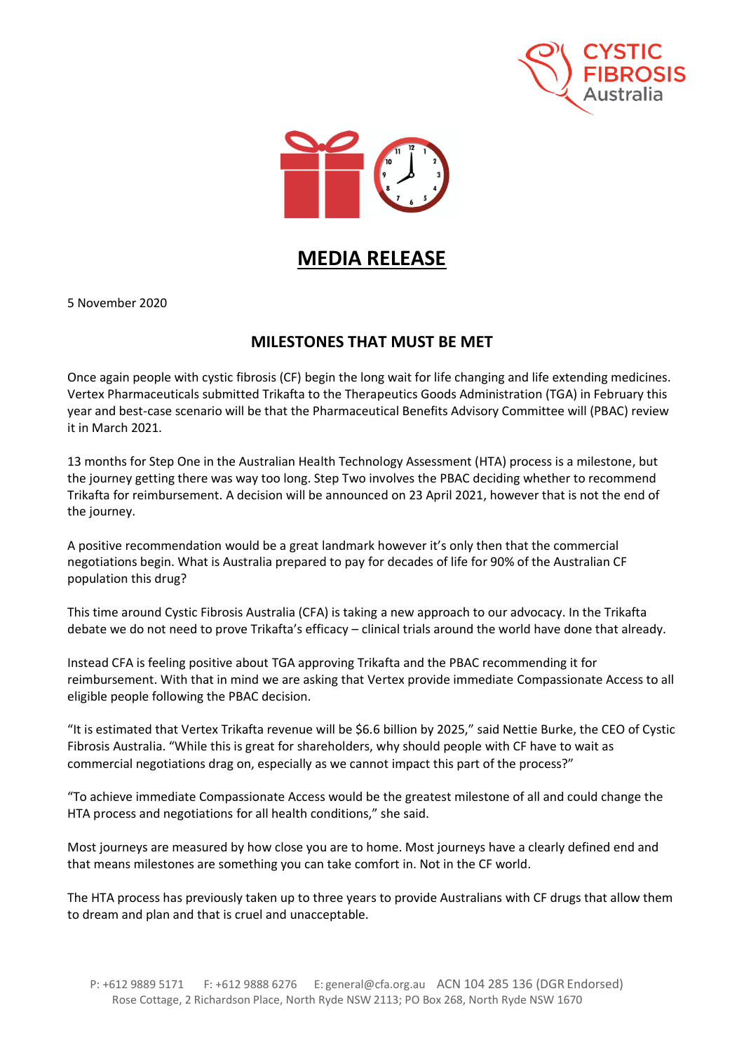# MEDIA RELEASE

5 November 2020

## MILESTONES THAT MUST BE MET

Once again people with cystic fibrosis (CF) begin the long wait for life changing and life extending medicines. Vertex Pharmaceuticals submitted Trikafta to the Therapeutics Goods Administration (TGA) in February this year and best-case scenario will be that the Pharmaceutical Benefits Advisory Committee will (PBAC) review it in March 2021.

13 months for Step One in the Australian Health Technology Assessment (HTA) process is a milestone, but the journey getting there was way too long. Step Two involves the PBAC deciding whether to recommend Trikafta for reimbursement. A decision will be announced on 23 April 2021, however that is not the end of the journey.

A positive recommendation would be a great landmark however it's only then that the commercial negotiations begin. What is Australia prepared to pay for decades of life for 90% of the Australian CF population this drug?

This time around Cystic Fibrosis Australia (CFA) is taking a new approach to our advocacy. In the Trikafta debate we do not need to prove Trikafta's efficacy – clinical trials around the world have done that already.

Instead CFA is feeling positive about TGA approving Trikafta and the PBAC recommending it for reimbursement. With that in mind we are asking that Vertex provide immediate Compassionate Access to all eligible people following the PBAC decision.

"It is estimated that Vertex Trikafta revenue will be $6.6 billion by 2025," said Nettie Burke, the CEO of Cystic Fibrosis Australia. "While this is great for shareholders, why should people with CF have to wait as commercial negotiations drag on, especially as we cannot impact this part of the process?"

"To achieve immediate Compassionate Access would be the greatest milestone of all and could change the HTA process and negotiations for all health conditions," she said.

Most journeys are measured by how close you are to home. Most journeys have a clearly defined end and that means milestones are something you can take comfort in. Not in the CF world.

The HTA process has previously taken up to three years to provide Australians with CF drugs that allow them to dream and plan and that is cruel and unacceptable.

P: +612 9889 5171 F: +612 9888 6276 E: general@cfa.org.au ACN 104 285 136 (DGR Endorsed)
Rose Cottage, 2 Richardson Place, North Ryde NSW 2113; PO Box 268, North Ryde NSW 1670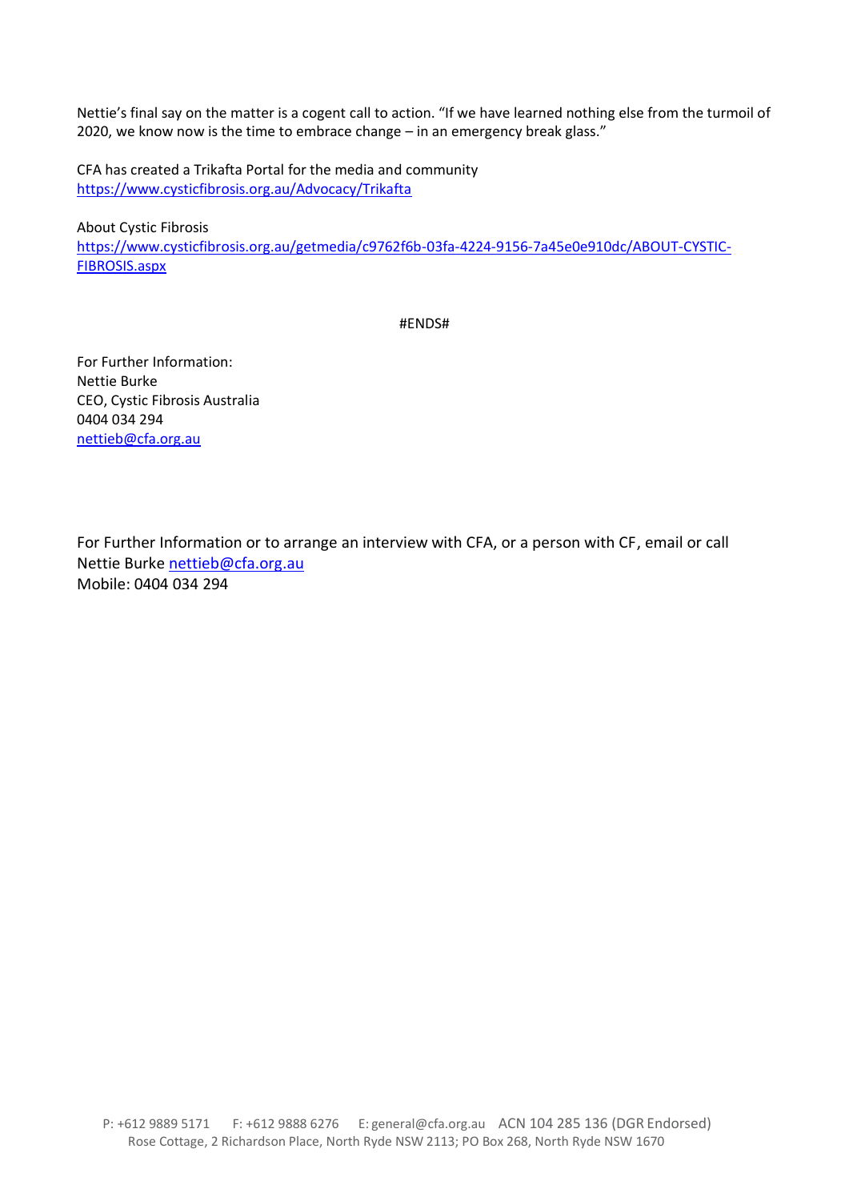Nettie's final say on the matter is a cogent call to action. "If we have learned nothing else from the turmoil of 2020, we know now is the time to embrace change – in an emergency break glass."

CFA has created a Trikafta Portal for the media and community
https://www.cysticfibrosis.org.au/Advocacy/Trikafta

About Cystic Fibrosis
https://www.cysticfibrosis.org.au/getmedia/c9762f6b-03fa-4224-9156-7a45e0e910dc/ABOUT-CYSTIC-FIBROSIS.aspx

#ENDS#

For Further Information:
Nettie Burke
CEO, Cystic Fibrosis Australia
0404 034 294
nettieb@cfa.org.au

For Further Information or to arrange an interview with CFA, or a person with CF, email or call Nettie Burke nettieb@cfa.org.au
Mobile: 0404 034 294

P: +612 9889 5171 F: +612 9888 6276 E: general@cfa.org.au ACN 104 285 136 (DGR Endorsed)
Rose Cottage, 2 Richardson Place, North Ryde NSW 2113; PO Box 268, North Ryde NSW 1670